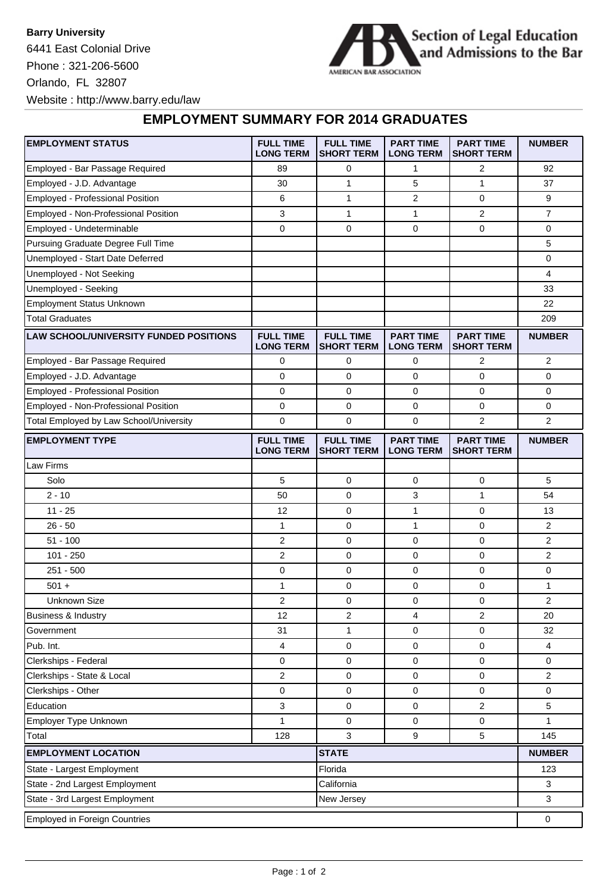**Barry University**

6441 East Colonial Drive

Phone : 321-206-5600

Orlando, FL 32807

Website : http://www.barry.edu/law

Section of Legal Education and Admissions to the Bar

AMERICAN BAR ASSOCIATION

## EMPLOYMENT SUMMARY FOR 2014 GRADUATES

| EMPLOYMENT STATUS | FULL TIME LONG TERM | FULL TIME SHORT TERM | PART TIME LONG TERM | PART TIME SHORT TERM | NUMBER |
|---|---|---|---|---|---|
| Employed - Bar Passage Required | 89 | 0 | 1 | 2 | 92 |
| Employed - J.D. Advantage | 30 | 1 | 5 | 1 | 37 |
| Employed - Professional Position | 6 | 1 | 2 | 0 | 9 |
| Employed - Non-Professional Position | 3 | 1 | 1 | 2 | 7 |
| Employed - Undeterminable | 0 | 0 | 0 | 0 | 0 |
| Pursuing Graduate Degree Full Time | | | | | 5 |
| Unemployed - Start Date Deferred | | | | | 0 |
| Unemployed - Not Seeking | | | | | 4 |
| Unemployed - Seeking | | | | | 33 |
| Employment Status Unknown | | | | | 22 |
| Total Graduates | | | | | 209 |

| LAW SCHOOL/UNIVERSITY FUNDED POSITIONS | FULL TIME LONG TERM | FULL TIME SHORT TERM | PART TIME LONG TERM | PART TIME SHORT TERM | NUMBER |
|---|---|---|---|---|---|
| Employed - Bar Passage Required | 0 | 0 | 0 | 2 | 2 |
| Employed - J.D. Advantage | 0 | 0 | 0 | 0 | 0 |
| Employed - Professional Position | 0 | 0 | 0 | 0 | 0 |
| Employed - Non-Professional Position | 0 | 0 | 0 | 0 | 0 |
| Total Employed by Law School/University | 0 | 0 | 0 | 2 | 2 |

| EMPLOYMENT TYPE | FULL TIME LONG TERM | FULL TIME SHORT TERM | PART TIME LONG TERM | PART TIME SHORT TERM | NUMBER |
|---|---|---|---|---|---|
| Law Firms | | | | | |
| Solo | 5 | 0 | 0 | 0 | 5 |
| 2 - 10 | 50 | 0 | 3 | 1 | 54 |
| 11 - 25 | 12 | 0 | 1 | 0 | 13 |
| 26 - 50 | 1 | 0 | 1 | 0 | 2 |
| 51 - 100 | 2 | 0 | 0 | 0 | 2 |
| 101 - 250 | 2 | 0 | 0 | 0 | 2 |
| 251 - 500 | 0 | 0 | 0 | 0 | 0 |
| 501 + | 1 | 0 | 0 | 0 | 1 |
| Unknown Size | 2 | 0 | 0 | 0 | 2 |
| Business & Industry | 12 | 2 | 4 | 2 | 20 |
| Government | 31 | 1 | 0 | 0 | 32 |
| Pub. Int. | 4 | 0 | 0 | 0 | 4 |
| Clerkships - Federal | 0 | 0 | 0 | 0 | 0 |
| Clerkships - State & Local | 2 | 0 | 0 | 0 | 2 |
| Clerkships - Other | 0 | 0 | 0 | 0 | 0 |
| Education | 3 | 0 | 0 | 2 | 5 |
| Employer Type Unknown | 1 | 0 | 0 | 0 | 1 |
| Total | 128 | 3 | 9 | 5 | 145 |

| EMPLOYMENT LOCATION | STATE | NUMBER |
|---|---|---|
| State - Largest Employment | Florida | 123 |
| State - 2nd Largest Employment | California | 3 |
| State - 3rd Largest Employment | New Jersey | 3 |
| Employed in Foreign Countries | | 0 |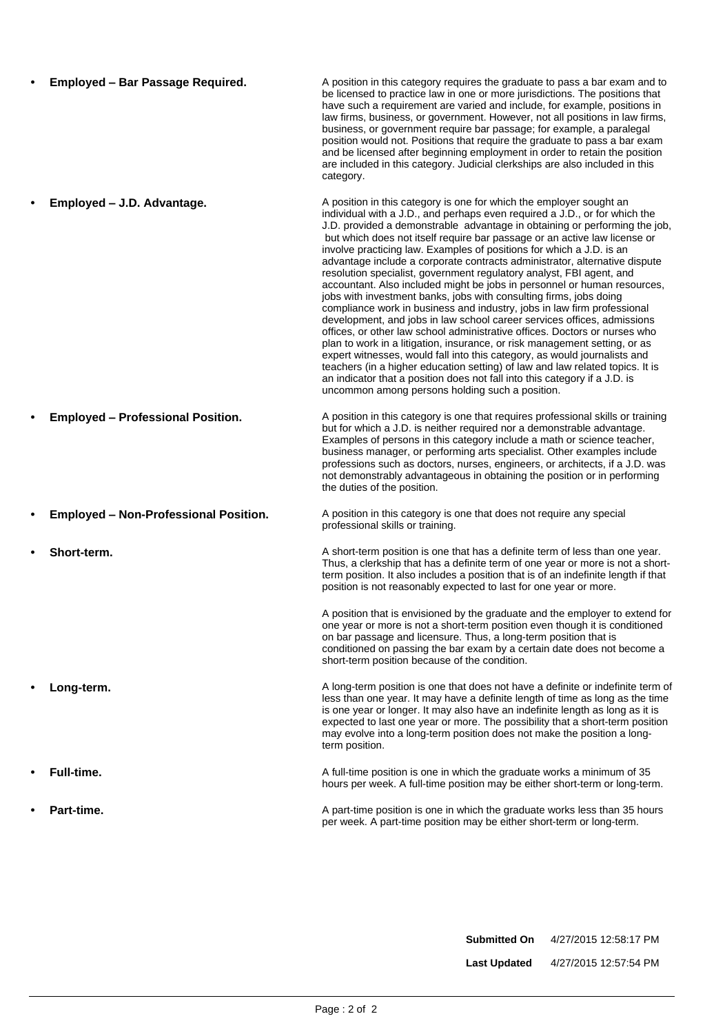- **Employed – Bar Passage Required.**

  A position in this category requires the graduate to pass a bar exam and to be licensed to practice law in one or more jurisdictions. The positions that have such a requirement are varied and include, for example, positions in law firms, business, or government. However, not all positions in law firms, business, or government require bar passage; for example, a paralegal position would not. Positions that require the graduate to pass a bar exam and be licensed after beginning employment in order to retain the position are included in this category. Judicial clerkships are also included in this category.

- **Employed – J.D. Advantage.**

  A position in this category is one for which the employer sought an individual with a J.D., and perhaps even required a J.D., or for which the J.D. provided a demonstrable advantage in obtaining or performing the job, but which does not itself require bar passage or an active law license or involve practicing law. Examples of positions for which a J.D. is an advantage include a corporate contracts administrator, alternative dispute resolution specialist, government regulatory analyst, FBI agent, and accountant. Also included might be jobs in personnel or human resources, jobs with investment banks, jobs with consulting firms, jobs doing compliance work in business and industry, jobs in law firm professional development, and jobs in law school career services offices, admissions offices, or other law school administrative offices. Doctors or nurses who plan to work in a litigation, insurance, or risk management setting, or as expert witnesses, would fall into this category, as would journalists and teachers (in a higher education setting) of law and law related topics. It is an indicator that a position does not fall into this category if a J.D. is uncommon among persons holding such a position.

- **Employed – Professional Position.**

  A position in this category is one that requires professional skills or training but for which a J.D. is neither required nor a demonstrable advantage. Examples of persons in this category include a math or science teacher, business manager, or performing arts specialist. Other examples include professions such as doctors, nurses, engineers, or architects, if a J.D. was not demonstrably advantageous in obtaining the position or in performing the duties of the position.

- **Employed – Non-Professional Position.**

  A position in this category is one that does not require any special professional skills or training.

- **Short-term.**

  A short-term position is one that has a definite term of less than one year. Thus, a clerkship that has a definite term of one year or more is not a short-term position. It also includes a position that is of an indefinite length if that position is not reasonably expected to last for one year or more.

  A position that is envisioned by the graduate and the employer to extend for one year or more is not a short-term position even though it is conditioned on bar passage and licensure. Thus, a long-term position that is conditioned on passing the bar exam by a certain date does not become a short-term position because of the condition.

- **Long-term.**

  A long-term position is one that does not have a definite or indefinite term of less than one year. It may have a definite length of time as long as the time is one year or longer. It may also have an indefinite length as long as it is expected to last one year or more. The possibility that a short-term position may evolve into a long-term position does not make the position a long-term position.

- **Full-time.**

  A full-time position is one in which the graduate works a minimum of 35 hours per week. A full-time position may be either short-term or long-term.

- **Part-time.**

  A part-time position is one in which the graduate works less than 35 hours per week. A part-time position may be either short-term or long-term.

**Submitted On** 4/27/2015 12:58:17 PM

**Last Updated** 4/27/2015 12:57:54 PM